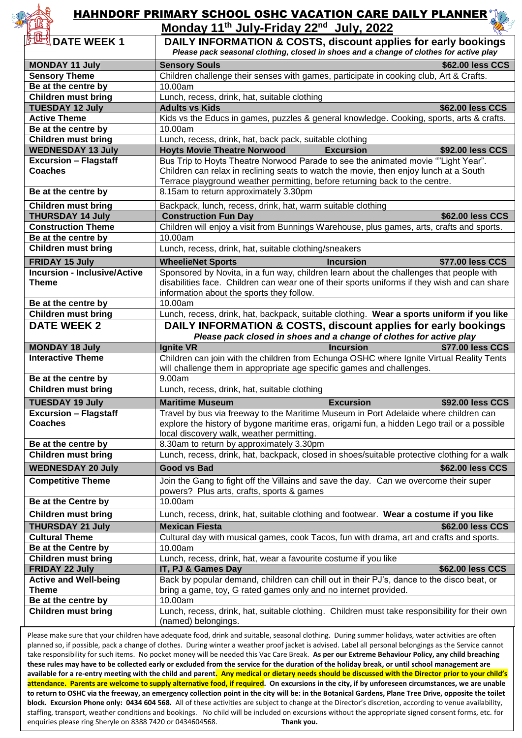# HAHNDORF PRIMARY SCHOOL OSHC VACATION CARE DAILY PLANNER

## Monday 11th July-Friday 22nd July, 2022

| DATE WEEK 1 | DAILY INFORMATION & COSTS, discount applies for early bookings *Please pack seasonal clothing, closed in shoes and a change of clothes for active play* |
|---|---|
| **MONDAY 11 July** | **Sensory Souls** — **$62.00 less CCS** |
| **Sensory Theme** | Children challenge their senses with games, participate in cooking club, Art & Crafts. |
| **Be at the centre by** | 10.00am |
| **Children must bring** | Lunch, recess, drink, hat, suitable clothing |
| **TUESDAY 12 July** | **Adults vs Kids** — **$62.00 less CCS** |
| **Active Theme** | Kids vs the Educs in games, puzzles & general knowledge. Cooking, sports, arts & crafts. |
| **Be at the centre by** | 10.00am |
| **Children must bring** | Lunch, recess, drink, hat, back pack, suitable clothing |
| **WEDNESDAY 13 July** | **Hoyts Movie Theatre Norwood** — **Excursion** — **$92.00 less CCS** |
| **Excursion – Flagstaff Coaches** | Bus Trip to Hoyts Theatre Norwood Parade to see the animated movie ""Light Year". Children can relax in reclining seats to watch the movie, then enjoy lunch at a South Terrace playground weather permitting, before returning back to the centre. |
| **Be at the centre by** | 8.15am to return approximately 3.30pm |
| **Children must bring** | Backpack, lunch, recess, drink, hat, warm suitable clothing |
| **THURSDAY 14 July** | **Construction Fun Day** — **$62.00 less CCS** |
| **Construction Theme** | Children will enjoy a visit from Bunnings Warehouse, plus games, arts, crafts and sports. |
| **Be at the centre by** | 10.00am |
| **Children must bring** | Lunch, recess, drink, hat, suitable clothing/sneakers |
| **FRIDAY 15 July** | **WheelieNet Sports** — **Incursion** — **$77.00 less CCS** |
| **Incursion - Inclusive/Active Theme** | Sponsored by Novita, in a fun way, children learn about the challenges that people with disabilities face. Children can wear one of their sports uniforms if they wish and can share information about the sports they follow. |
| **Be at the centre by** | 10.00am |
| **Children must bring** | Lunch, recess, drink, hat, backpack, suitable clothing. **Wear a sports uniform if you like** |
| **DATE WEEK 2** | **DAILY INFORMATION & COSTS, discount applies for early bookings** ***Please pack closed in shoes and a change of clothes for active play*** |
| **MONDAY 18 July** | **Ignite VR** — **Incursion** — **$77.00 less CCS** |
| **Interactive Theme** | Children can join with the children from Echunga OSHC where Ignite Virtual Reality Tents will challenge them in appropriate age specific games and challenges. |
| **Be at the centre by** | 9.00am |
| **Children must bring** | Lunch, recess, drink, hat, suitable clothing |
| **TUESDAY 19 July** | **Maritime Museum** — **Excursion** — **$92.00 less CCS** |
| **Excursion – Flagstaff Coaches** | Travel by bus via freeway to the Maritime Museum in Port Adelaide where children can explore the history of bygone maritime eras, origami fun, a hidden Lego trail or a possible local discovery walk, weather permitting. |
| **Be at the centre by** | 8.30am to return by approximately 3.30pm |
| **Children must bring** | Lunch, recess, drink, hat, backpack, closed in shoes/suitable protective clothing for a walk |
| **WEDNESDAY 20 July** | **Good vs Bad** — **$62.00 less CCS** |
| **Competitive Theme** | Join the Gang to fight off the Villains and save the day. Can we overcome their super powers? Plus arts, crafts, sports & games |
| **Be at the Centre by** | 10.00am |
| **Children must bring** | Lunch, recess, drink, hat, suitable clothing and footwear. **Wear a costume if you like** |
| **THURSDAY 21 July** | **Mexican Fiesta** — **$62.00 less CCS** |
| **Cultural Theme** | Cultural day with musical games, cook Tacos, fun with drama, art and crafts and sports. |
| **Be at the Centre by** | 10.00am |
| **Children must bring** | Lunch, recess, drink, hat, wear a favourite costume if you like |
| **FRIDAY 22 July** | **IT, PJ & Games Day** — **$62.00 less CCS** |
| **Active and Well-being Theme** | Back by popular demand, children can chill out in their PJ's, dance to the disco beat, or bring a game, toy, G rated games only and no internet provided. |
| **Be at the centre by** | 10.00am |
| **Children must bring** | Lunch, recess, drink, hat, suitable clothing. Children must take responsibility for their own (named) belongings. |

Please make sure that your children have adequate food, drink and suitable, seasonal clothing. During summer holidays, water activities are often planned so, if possible, pack a change of clothes. During winter a weather proof jacket is advised. Label all personal belongings as the Service cannot take responsibility for such items. No pocket money will be needed this Vac Care Break. **As per our Extreme Behaviour Policy, any child breaching these rules may have to be collected early or excluded from the service for the duration of the holiday break, or until school management are available for a re-entry meeting with the child and parent. Any medical or dietary needs should be discussed with the Director prior to your child's attendance. Parents are welcome to supply alternative food, if required. On excursions in the city, if by unforeseen circumstances, we are unable to return to OSHC via the freeway, an emergency collection point in the city will be: in the Botanical Gardens, Plane Tree Drive, opposite the toilet block. Excursion Phone only: 0434 604 568.** All of these activities are subject to change at the Director's discretion, according to venue availability, staffing, transport, weather conditions and bookings. No child will be included on excursions without the appropriate signed consent forms, etc. for enquiries please ring Sheryle on 8388 7420 or 0434604568. **Thank you.**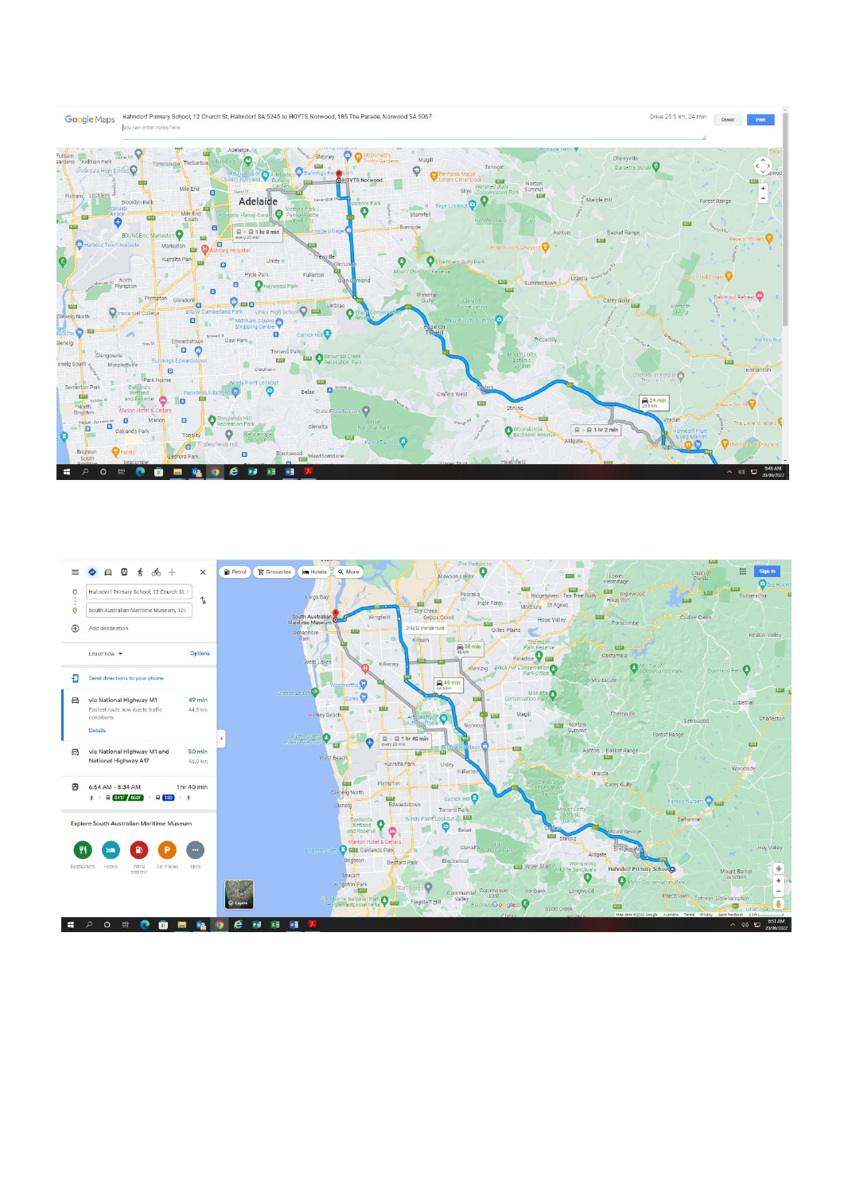Google Maps

Hahndorf Primary School, 12 Church St, Hahndorf SA 5245 to HOYTS Norwood, 185 The Parade, Norwood SA 5067

Drive 25.5 km, 24 min

You can enter notes here

24 min
25.5 km

1 hr 2 min

1 hr 8 min
every 30 min

Hahndorf Primary School, 12 Church St,

South Australian Maritime Museum, 126

Add destination

Leave now

Options

Send directions to your phone

via National Highway M1 — 49 min — 44.3 km
Fastest route now due to traffic conditions
Details

via National Highway M1 and National Highway A17 — 50 min — 46.0 km

6:54 AM – 8:34 AM — 1 hr 40 min
841F / 860F — 150

Explore South Australian Maritime Museum

Restaurants — Hotels — Petrol stations — Car Places — More

Petrol — Groceries — Hotels — More

49 min
44.3 km

50 min
46 km

1 hr 40 min
every 20 min